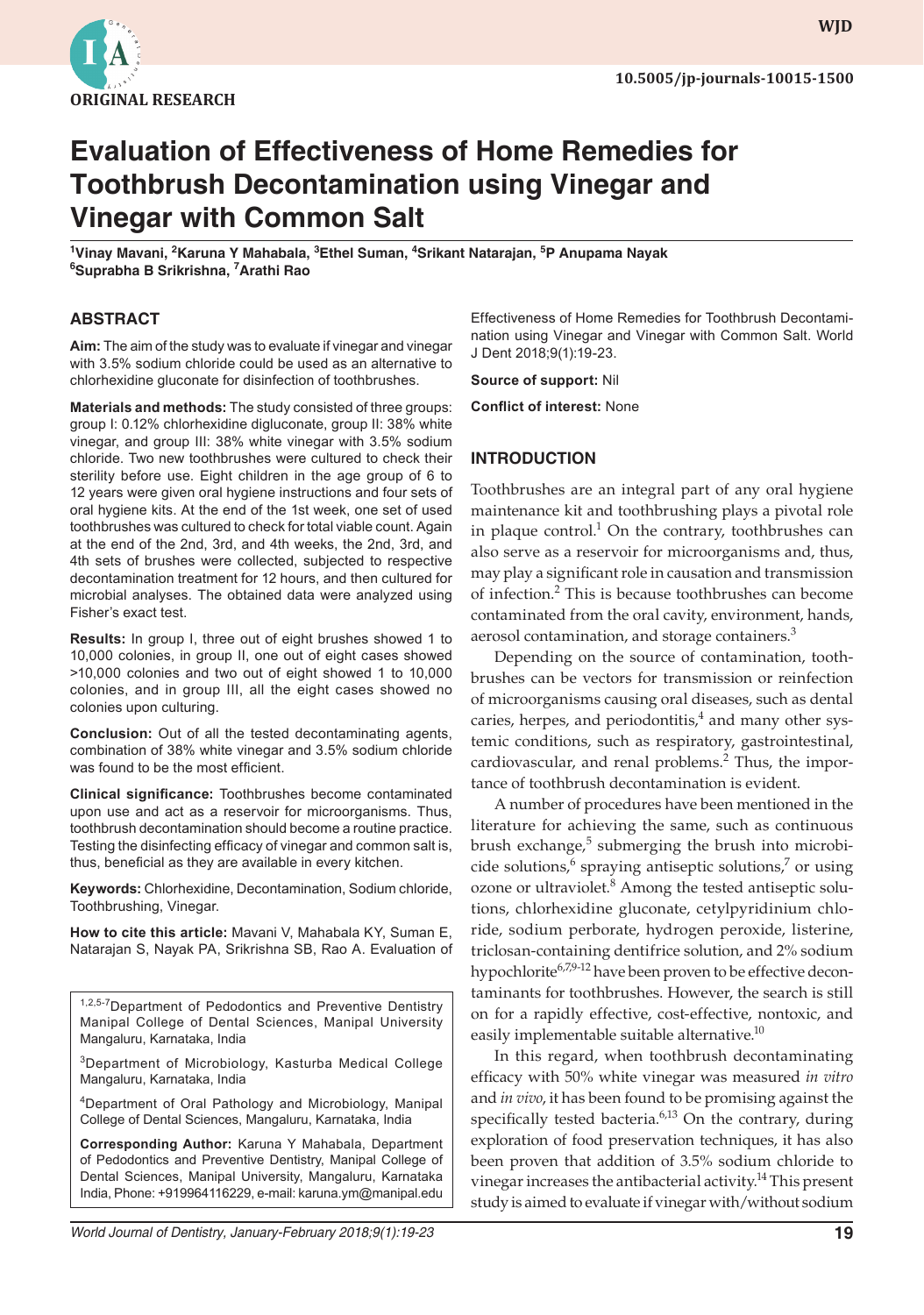ORIGINAL RESEARCH

10.5005/jp-journals-10015-1500

# Evaluation of Effectiveness of Home Remedies for Toothbrush Decontamination using Vinegar and Vinegar with Common Salt

[1]Vinay Mavani, [2]Karuna Y Mahabala, [3]Ethel Suman, [4]Srikant Natarajan, [5]P Anupama Nayak [6]Suprabha B Srikrishna, [7]Arathi Rao

## ABSTRACT

**Aim:** The aim of the study was to evaluate if vinegar and vinegar with 3.5% sodium chloride could be used as an alternative to chlorhexidine gluconate for disinfection of toothbrushes.

**Materials and methods:** The study consisted of three groups: group I: 0.12% chlorhexidine digluconate, group II: 38% white vinegar, and group III: 38% white vinegar with 3.5% sodium chloride. Two new toothbrushes were cultured to check their sterility before use. Eight children in the age group of 6 to 12 years were given oral hygiene instructions and four sets of oral hygiene kits. At the end of the 1st week, one set of used toothbrushes was cultured to check for total viable count. Again at the end of the 2nd, 3rd, and 4th weeks, the 2nd, 3rd, and 4th sets of brushes were collected, subjected to respective decontamination treatment for 12 hours, and then cultured for microbial analyses. The obtained data were analyzed using Fisher's exact test.

**Results:** In group I, three out of eight brushes showed 1 to 10,000 colonies, in group II, one out of eight cases showed >10,000 colonies and two out of eight showed 1 to 10,000 colonies, and in group III, all the eight cases showed no colonies upon culturing.

**Conclusion:** Out of all the tested decontaminating agents, combination of 38% white vinegar and 3.5% sodium chloride was found to be the most efficient.

**Clinical significance:** Toothbrushes become contaminated upon use and act as a reservoir for microorganisms. Thus, toothbrush decontamination should become a routine practice. Testing the disinfecting efficacy of vinegar and common salt is, thus, beneficial as they are available in every kitchen.

**Keywords:** Chlorhexidine, Decontamination, Sodium chloride, Toothbrushing, Vinegar.

**How to cite this article:** Mavani V, Mahabala KY, Suman E, Natarajan S, Nayak PA, Srikrishna SB, Rao A. Evaluation of Effectiveness of Home Remedies for Toothbrush Decontamination using Vinegar and Vinegar with Common Salt. World J Dent 2018;9(1):19-23.

**Source of support:** Nil

**Conflict of interest:** None

[1,2,5-7]Department of Pedodontics and Preventive Dentistry Manipal College of Dental Sciences, Manipal University Mangaluru, Karnataka, India

[3]Department of Microbiology, Kasturba Medical College Mangaluru, Karnataka, India

[4]Department of Oral Pathology and Microbiology, Manipal College of Dental Sciences, Mangaluru, Karnataka, India

**Corresponding Author:** Karuna Y Mahabala, Department of Pedodontics and Preventive Dentistry, Manipal College of Dental Sciences, Manipal University, Mangaluru, Karnataka India, Phone: +919964116229, e-mail: karuna.ym@manipal.edu

## INTRODUCTION

Toothbrushes are an integral part of any oral hygiene maintenance kit and toothbrushing plays a pivotal role in plaque control.[1] On the contrary, toothbrushes can also serve as a reservoir for microorganisms and, thus, may play a significant role in causation and transmission of infection.[2] This is because toothbrushes can become contaminated from the oral cavity, environment, hands, aerosol contamination, and storage containers.[3]

Depending on the source of contamination, toothbrushes can be vectors for transmission or reinfection of microorganisms causing oral diseases, such as dental caries, herpes, and periodontitis,[4] and many other systemic conditions, such as respiratory, gastrointestinal, cardiovascular, and renal problems.[2] Thus, the importance of toothbrush decontamination is evident.

A number of procedures have been mentioned in the literature for achieving the same, such as continuous brush exchange,[5] submerging the brush into microbicide solutions,[6] spraying antiseptic solutions,[7] or using ozone or ultraviolet.[8] Among the tested antiseptic solutions, chlorhexidine gluconate, cetylpyridinium chloride, sodium perborate, hydrogen peroxide, listerine, triclosan-containing dentifrice solution, and 2% sodium hypochlorite[6,7,9-12] have been proven to be effective decontaminants for toothbrushes. However, the search is still on for a rapidly effective, cost-effective, nontoxic, and easily implementable suitable alternative.[10]

In this regard, when toothbrush decontaminating efficacy with 50% white vinegar was measured *in vitro* and *in vivo*, it has been found to be promising against the specifically tested bacteria.[6,13] On the contrary, during exploration of food preservation techniques, it has also been proven that addition of 3.5% sodium chloride to vinegar increases the antibacterial activity.[14] This present study is aimed to evaluate if vinegar with/without sodium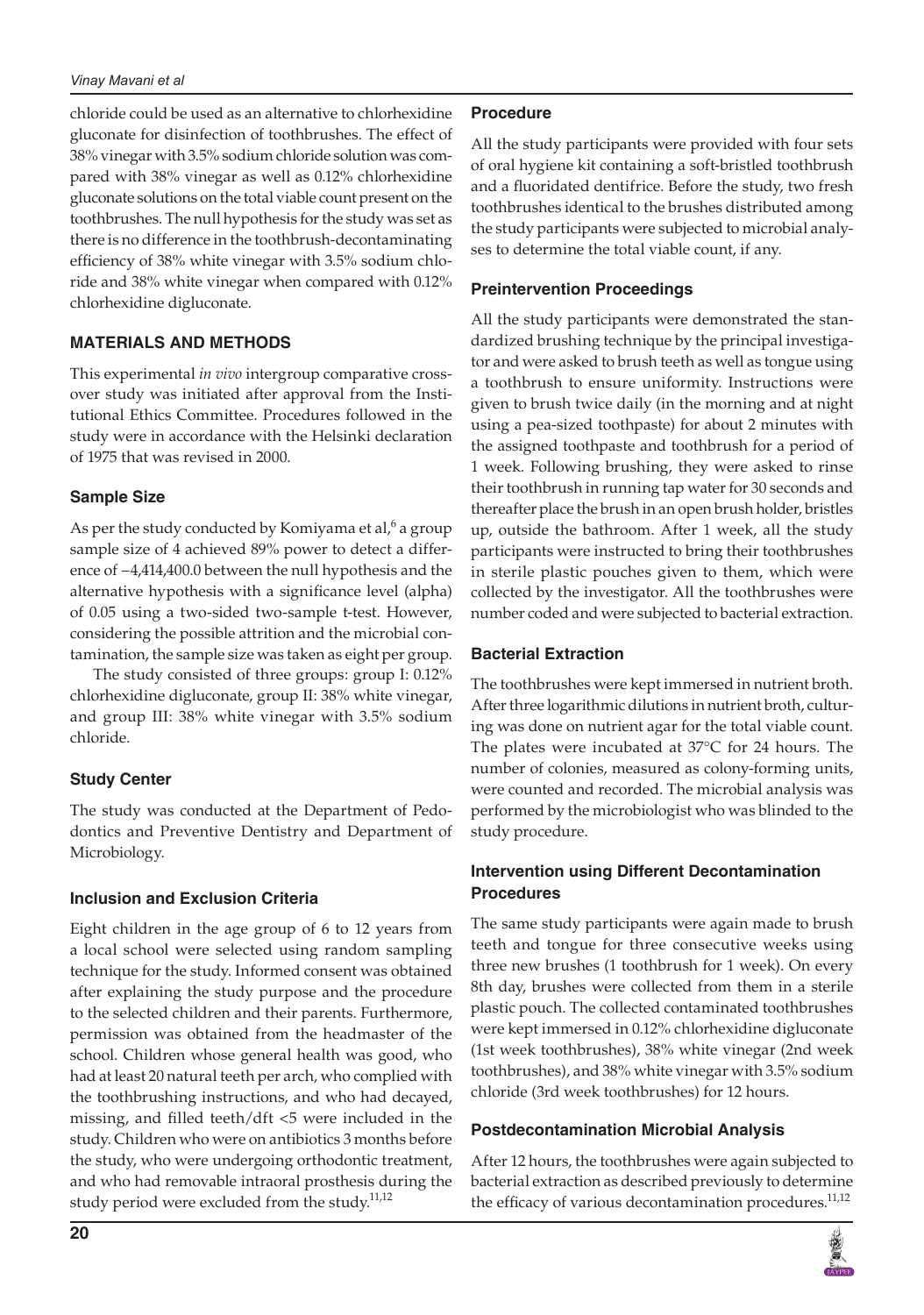chloride could be used as an alternative to chlorhexidine gluconate for disinfection of toothbrushes. The effect of 38% vinegar with 3.5% sodium chloride solution was compared with 38% vinegar as well as 0.12% chlorhexidine gluconate solutions on the total viable count present on the toothbrushes. The null hypothesis for the study was set as there is no difference in the toothbrush-decontaminating efficiency of 38% white vinegar with 3.5% sodium chloride and 38% white vinegar when compared with 0.12% chlorhexidine digluconate.

## MATERIALS AND METHODS

This experimental *in vivo* intergroup comparative crossover study was initiated after approval from the Institutional Ethics Committee. Procedures followed in the study were in accordance with the Helsinki declaration of 1975 that was revised in 2000.

### Sample Size

As per the study conducted by Komiyama et al,[6] a group sample size of 4 achieved 89% power to detect a difference of −4,414,400.0 between the null hypothesis and the alternative hypothesis with a significance level (alpha) of 0.05 using a two-sided two-sample t-test. However, considering the possible attrition and the microbial contamination, the sample size was taken as eight per group.

The study consisted of three groups: group I: 0.12% chlorhexidine digluconate, group II: 38% white vinegar, and group III: 38% white vinegar with 3.5% sodium chloride.

### Study Center

The study was conducted at the Department of Pedodontics and Preventive Dentistry and Department of Microbiology.

### Inclusion and Exclusion Criteria

Eight children in the age group of 6 to 12 years from a local school were selected using random sampling technique for the study. Informed consent was obtained after explaining the study purpose and the procedure to the selected children and their parents. Furthermore, permission was obtained from the headmaster of the school. Children whose general health was good, who had at least 20 natural teeth per arch, who complied with the toothbrushing instructions, and who had decayed, missing, and filled teeth/dft <5 were included in the study. Children who were on antibiotics 3 months before the study, who were undergoing orthodontic treatment, and who had removable intraoral prosthesis during the study period were excluded from the study.[11,12]

### Procedure

All the study participants were provided with four sets of oral hygiene kit containing a soft-bristled toothbrush and a fluoridated dentifrice. Before the study, two fresh toothbrushes identical to the brushes distributed among the study participants were subjected to microbial analyses to determine the total viable count, if any.

### Preintervention Proceedings

All the study participants were demonstrated the standardized brushing technique by the principal investigator and were asked to brush teeth as well as tongue using a toothbrush to ensure uniformity. Instructions were given to brush twice daily (in the morning and at night using a pea-sized toothpaste) for about 2 minutes with the assigned toothpaste and toothbrush for a period of 1 week. Following brushing, they were asked to rinse their toothbrush in running tap water for 30 seconds and thereafter place the brush in an open brush holder, bristles up, outside the bathroom. After 1 week, all the study participants were instructed to bring their toothbrushes in sterile plastic pouches given to them, which were collected by the investigator. All the toothbrushes were number coded and were subjected to bacterial extraction.

### Bacterial Extraction

The toothbrushes were kept immersed in nutrient broth. After three logarithmic dilutions in nutrient broth, culturing was done on nutrient agar for the total viable count. The plates were incubated at 37°C for 24 hours. The number of colonies, measured as colony-forming units, were counted and recorded. The microbial analysis was performed by the microbiologist who was blinded to the study procedure.

### Intervention using Different Decontamination Procedures

The same study participants were again made to brush teeth and tongue for three consecutive weeks using three new brushes (1 toothbrush for 1 week). On every 8th day, brushes were collected from them in a sterile plastic pouch. The collected contaminated toothbrushes were kept immersed in 0.12% chlorhexidine digluconate (1st week toothbrushes), 38% white vinegar (2nd week toothbrushes), and 38% white vinegar with 3.5% sodium chloride (3rd week toothbrushes) for 12 hours.

### Postdecontamination Microbial Analysis

After 12 hours, the toothbrushes were again subjected to bacterial extraction as described previously to determine the efficacy of various decontamination procedures.[11,12]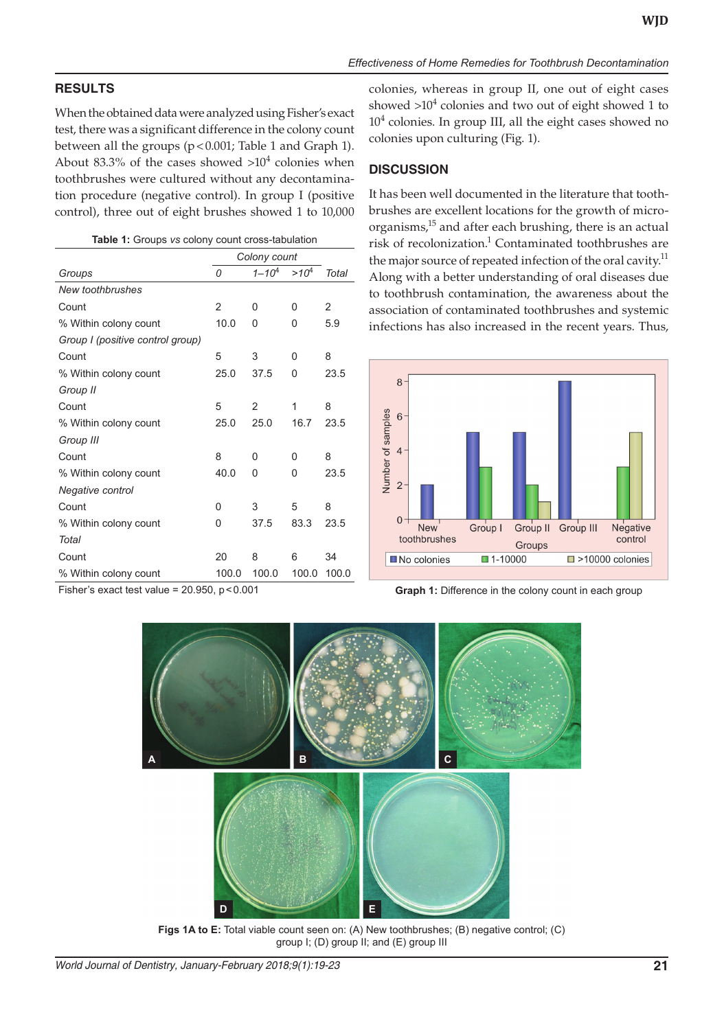## RESULTS

When the obtained data were analyzed using Fisher's exact test, there was a significant difference in the colony count between all the groups ($p < 0.001$; Table 1 and Graph 1). About 83.3% of the cases showed $>10^4$ colonies when toothbrushes were cultured without any decontamination procedure (negative control). In group I (positive control), three out of eight brushes showed 1 to 10,000 colonies, whereas in group II, one out of eight cases showed $>10^4$ colonies and two out of eight showed 1 to $10^4$ colonies. In group III, all the eight cases showed no colonies upon culturing (Fig. 1).

**Table 1:** Groups *vs* colony count cross-tabulation

| | *Colony count* | | | |
|---|---|---|---|---|
| *Groups* | *0* | *1–10⁴* | *>10⁴* | *Total* |
| *New toothbrushes* | | | | |
| Count | 2 | 0 | 0 | 2 |
| % Within colony count | 10.0 | 0 | 0 | 5.9 |
| *Group I (positive control group)* | | | | |
| Count | 5 | 3 | 0 | 8 |
| % Within colony count | 25.0 | 37.5 | 0 | 23.5 |
| *Group II* | | | | |
| Count | 5 | 2 | 1 | 8 |
| % Within colony count | 25.0 | 25.0 | 16.7 | 23.5 |
| *Group III* | | | | |
| Count | 8 | 0 | 0 | 8 |
| % Within colony count | 40.0 | 0 | 0 | 23.5 |
| *Negative control* | | | | |
| Count | 0 | 3 | 5 | 8 |
| % Within colony count | 0 | 37.5 | 83.3 | 23.5 |
| *Total* | | | | |
| Count | 20 | 8 | 6 | 34 |
| % Within colony count | 100.0 | 100.0 | 100.0 | 100.0 |

Fisher's exact test value = 20.950, $p < 0.001$

**Graph 1:** Difference in the colony count in each group

**Figs 1A to E:** Total viable count seen on: (A) New toothbrushes; (B) negative control; (C) group I; (D) group II; and (E) group III

## DISCUSSION

It has been well documented in the literature that toothbrushes are excellent locations for the growth of microorganisms,[15] and after each brushing, there is an actual risk of recolonization.[1] Contaminated toothbrushes are the major source of repeated infection of the oral cavity.[11] Along with a better understanding of oral diseases due to toothbrush contamination, the awareness about the association of contaminated toothbrushes and systemic infections has also increased in the recent years. Thus,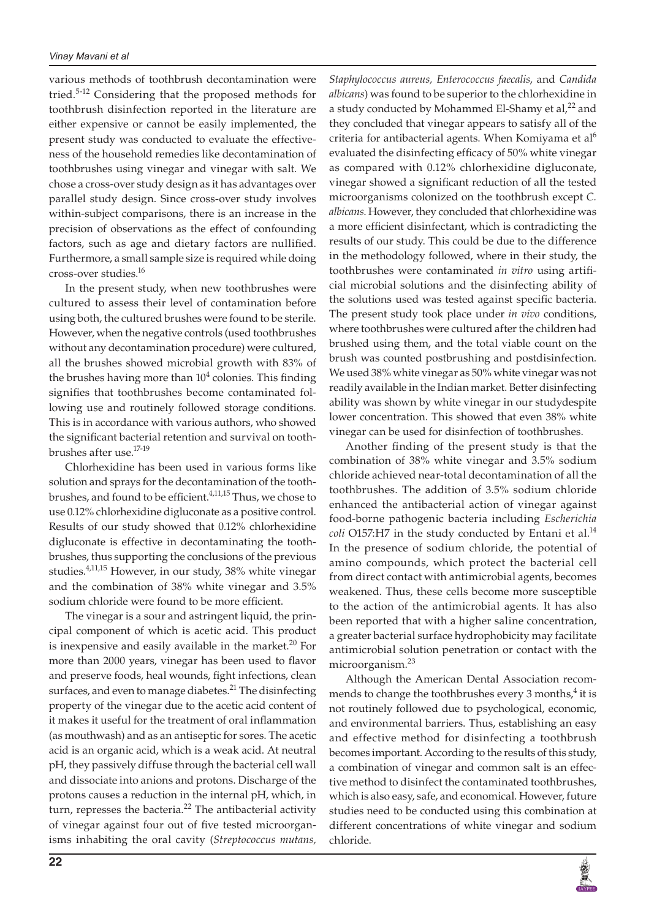various methods of toothbrush decontamination were tried.[5-12] Considering that the proposed methods for toothbrush disinfection reported in the literature are either expensive or cannot be easily implemented, the present study was conducted to evaluate the effectiveness of the household remedies like decontamination of toothbrushes using vinegar and vinegar with salt. We chose a cross-over study design as it has advantages over parallel study design. Since cross-over study involves within-subject comparisons, there is an increase in the precision of observations as the effect of confounding factors, such as age and dietary factors are nullified. Furthermore, a small sample size is required while doing cross-over studies.[16]

In the present study, when new toothbrushes were cultured to assess their level of contamination before using both, the cultured brushes were found to be sterile. However, when the negative controls (used toothbrushes without any decontamination procedure) were cultured, all the brushes showed microbial growth with 83% of the brushes having more than $10^4$ colonies. This finding signifies that toothbrushes become contaminated following use and routinely followed storage conditions. This is in accordance with various authors, who showed the significant bacterial retention and survival on toothbrushes after use.[17-19]

Chlorhexidine has been used in various forms like solution and sprays for the decontamination of the toothbrushes, and found to be efficient.[4,11,15] Thus, we chose to use 0.12% chlorhexidine digluconate as a positive control. Results of our study showed that 0.12% chlorhexidine digluconate is effective in decontaminating the toothbrushes, thus supporting the conclusions of the previous studies.[4,11,15] However, in our study, 38% white vinegar and the combination of 38% white vinegar and 3.5% sodium chloride were found to be more efficient.

The vinegar is a sour and astringent liquid, the principal component of which is acetic acid. This product is inexpensive and easily available in the market.[20] For more than 2000 years, vinegar has been used to flavor and preserve foods, heal wounds, fight infections, clean surfaces, and even to manage diabetes.[21] The disinfecting property of the vinegar due to the acetic acid content of it makes it useful for the treatment of oral inflammation (as mouthwash) and as an antiseptic for sores. The acetic acid is an organic acid, which is a weak acid. At neutral pH, they passively diffuse through the bacterial cell wall and dissociate into anions and protons. Discharge of the protons causes a reduction in the internal pH, which, in turn, represses the bacteria.[22] The antibacterial activity of vinegar against four out of five tested microorganisms inhabiting the oral cavity (*Streptococcus mutans, Staphylococcus aureus, Enterococcus faecalis*, and *Candida albicans*) was found to be superior to the chlorhexidine in a study conducted by Mohammed El-Shamy et al,[22] and they concluded that vinegar appears to satisfy all of the criteria for antibacterial agents. When Komiyama et al[6] evaluated the disinfecting efficacy of 50% white vinegar as compared with 0.12% chlorhexidine digluconate, vinegar showed a significant reduction of all the tested microorganisms colonized on the toothbrush except *C. albicans*. However, they concluded that chlorhexidine was a more efficient disinfectant, which is contradicting the results of our study. This could be due to the difference in the methodology followed, where in their study, the toothbrushes were contaminated *in vitro* using artificial microbial solutions and the disinfecting ability of the solutions used was tested against specific bacteria. The present study took place under *in vivo* conditions, where toothbrushes were cultured after the children had brushed using them, and the total viable count on the brush was counted postbrushing and postdisinfection. We used 38% white vinegar as 50% white vinegar was not readily available in the Indian market. Better disinfecting ability was shown by white vinegar in our studydespite lower concentration. This showed that even 38% white vinegar can be used for disinfection of toothbrushes.

Another finding of the present study is that the combination of 38% white vinegar and 3.5% sodium chloride achieved near-total decontamination of all the toothbrushes. The addition of 3.5% sodium chloride enhanced the antibacterial action of vinegar against food-borne pathogenic bacteria including *Escherichia coli* O157:H7 in the study conducted by Entani et al.[14] In the presence of sodium chloride, the potential of amino compounds, which protect the bacterial cell from direct contact with antimicrobial agents, becomes weakened. Thus, these cells become more susceptible to the action of the antimicrobial agents. It has also been reported that with a higher saline concentration, a greater bacterial surface hydrophobicity may facilitate antimicrobial solution penetration or contact with the microorganism.[23]

Although the American Dental Association recommends to change the toothbrushes every 3 months,[4] it is not routinely followed due to psychological, economic, and environmental barriers. Thus, establishing an easy and effective method for disinfecting a toothbrush becomes important. According to the results of this study, a combination of vinegar and common salt is an effective method to disinfect the contaminated toothbrushes, which is also easy, safe, and economical. However, future studies need to be conducted using this combination at different concentrations of white vinegar and sodium chloride.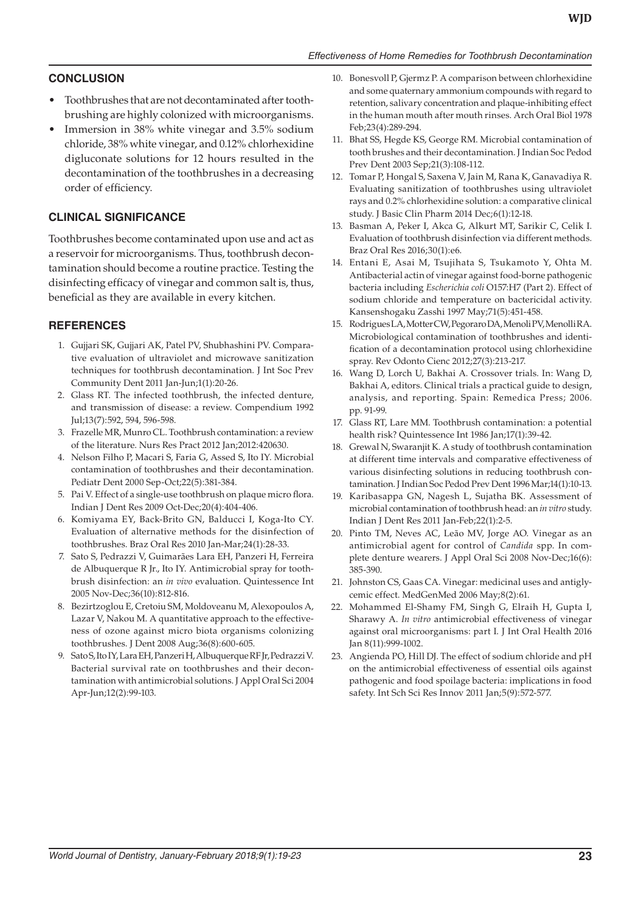## CONCLUSION

- Toothbrushes that are not decontaminated after toothbrushing are highly colonized with microorganisms.
- Immersion in 38% white vinegar and 3.5% sodium chloride, 38% white vinegar, and 0.12% chlorhexidine digluconate solutions for 12 hours resulted in the decontamination of the toothbrushes in a decreasing order of efficiency.

## CLINICAL SIGNIFICANCE

Toothbrushes become contaminated upon use and act as a reservoir for microorganisms. Thus, toothbrush decontamination should become a routine practice. Testing the disinfecting efficacy of vinegar and common salt is, thus, beneficial as they are available in every kitchen.

## REFERENCES

1. Gujjari SK, Gujjari AK, Patel PV, Shubhashini PV. Comparative evaluation of ultraviolet and microwave sanitization techniques for toothbrush decontamination. J Int Soc Prev Community Dent 2011 Jan-Jun;1(1):20-26.
2. Glass RT. The infected toothbrush, the infected denture, and transmission of disease: a review. Compendium 1992 Jul;13(7):592, 594, 596-598.
3. Frazelle MR, Munro CL. Toothbrush contamination: a review of the literature. Nurs Res Pract 2012 Jan;2012:420630.
4. Nelson Filho P, Macari S, Faria G, Assed S, Ito IY. Microbial contamination of toothbrushes and their decontamination. Pediatr Dent 2000 Sep-Oct;22(5):381-384.
5. Pai V. Effect of a single-use toothbrush on plaque micro flora. Indian J Dent Res 2009 Oct-Dec;20(4):404-406.
6. Komiyama EY, Back-Brito GN, Balducci I, Koga-Ito CY. Evaluation of alternative methods for the disinfection of toothbrushes. Braz Oral Res 2010 Jan-Mar;24(1):28-33.
7. Sato S, Pedrazzi V, Guimarães Lara EH, Panzeri H, Ferreira de Albuquerque R Jr., Ito IY. Antimicrobial spray for toothbrush disinfection: an *in vivo* evaluation. Quintessence Int 2005 Nov-Dec;36(10):812-816.
8. Bezirtzoglou E, Cretoiu SM, Moldoveanu M, Alexopoulos A, Lazar V, Nakou M. A quantitative approach to the effectiveness of ozone against micro biota organisms colonizing toothbrushes. J Dent 2008 Aug;36(8):600-605.
9. Sato S, Ito IY, Lara EH, Panzeri H, Albuquerque RF Jr, Pedrazzi V. Bacterial survival rate on toothbrushes and their decontamination with antimicrobial solutions. J Appl Oral Sci 2004 Apr-Jun;12(2):99-103.
10. Bonesvoll P, Gjermz P. A comparison between chlorhexidine and some quaternary ammonium compounds with regard to retention, salivary concentration and plaque-inhibiting effect in the human mouth after mouth rinses. Arch Oral Biol 1978 Feb;23(4):289-294.
11. Bhat SS, Hegde KS, George RM. Microbial contamination of tooth brushes and their decontamination. J Indian Soc Pedod Prev Dent 2003 Sep;21(3):108-112.
12. Tomar P, Hongal S, Saxena V, Jain M, Rana K, Ganavadiya R. Evaluating sanitization of toothbrushes using ultraviolet rays and 0.2% chlorhexidine solution: a comparative clinical study. J Basic Clin Pharm 2014 Dec;6(1):12-18.
13. Basman A, Peker I, Akca G, Alkurt MT, Sarikir C, Celik I. Evaluation of toothbrush disinfection via different methods. Braz Oral Res 2016;30(1):e6.
14. Entani E, Asai M, Tsujihata S, Tsukamoto Y, Ohta M. Antibacterial actin of vinegar against food-borne pathogenic bacteria including *Escherichia coli* O157:H7 (Part 2). Effect of sodium chloride and temperature on bactericidal activity. Kansenshogaku Zasshi 1997 May;71(5):451-458.
15. Rodrigues LA, Motter CW, Pegoraro DA, Menoli PV, Menolli RA. Microbiological contamination of toothbrushes and identification of a decontamination protocol using chlorhexidine spray. Rev Odonto Cienc 2012;27(3):213-217.
16. Wang D, Lorch U, Bakhai A. Crossover trials. In: Wang D, Bakhai A, editors. Clinical trials a practical guide to design, analysis, and reporting. Spain: Remedica Press; 2006. pp. 91-99.
17. Glass RT, Lare MM. Toothbrush contamination: a potential health risk? Quintessence Int 1986 Jan;17(1):39-42.
18. Grewal N, Swaranjit K. A study of toothbrush contamination at different time intervals and comparative effectiveness of various disinfecting solutions in reducing toothbrush contamination. J Indian Soc Pedod Prev Dent 1996 Mar;14(1):10-13.
19. Karibasappa GN, Nagesh L, Sujatha BK. Assessment of microbial contamination of toothbrush head: an *in vitro* study. Indian J Dent Res 2011 Jan-Feb;22(1):2-5.
20. Pinto TM, Neves AC, Leão MV, Jorge AO. Vinegar as an antimicrobial agent for control of *Candida* spp. In complete denture wearers. J Appl Oral Sci 2008 Nov-Dec;16(6):385-390.
21. Johnston CS, Gaas CA. Vinegar: medicinal uses and antiglycemic effect. MedGenMed 2006 May;8(2):61.
22. Mohammed El-Shamy FM, Singh G, Elraih H, Gupta I, Sharawy A. *In vitro* antimicrobial effectiveness of vinegar against oral microorganisms: part I. J Int Oral Health 2016 Jan 8(11):999-1002.
23. Angienda PO, Hill DJ. The effect of sodium chloride and pH on the antimicrobial effectiveness of essential oils against pathogenic and food spoilage bacteria: implications in food safety. Int Sch Sci Res Innov 2011 Jan;5(9):572-577.